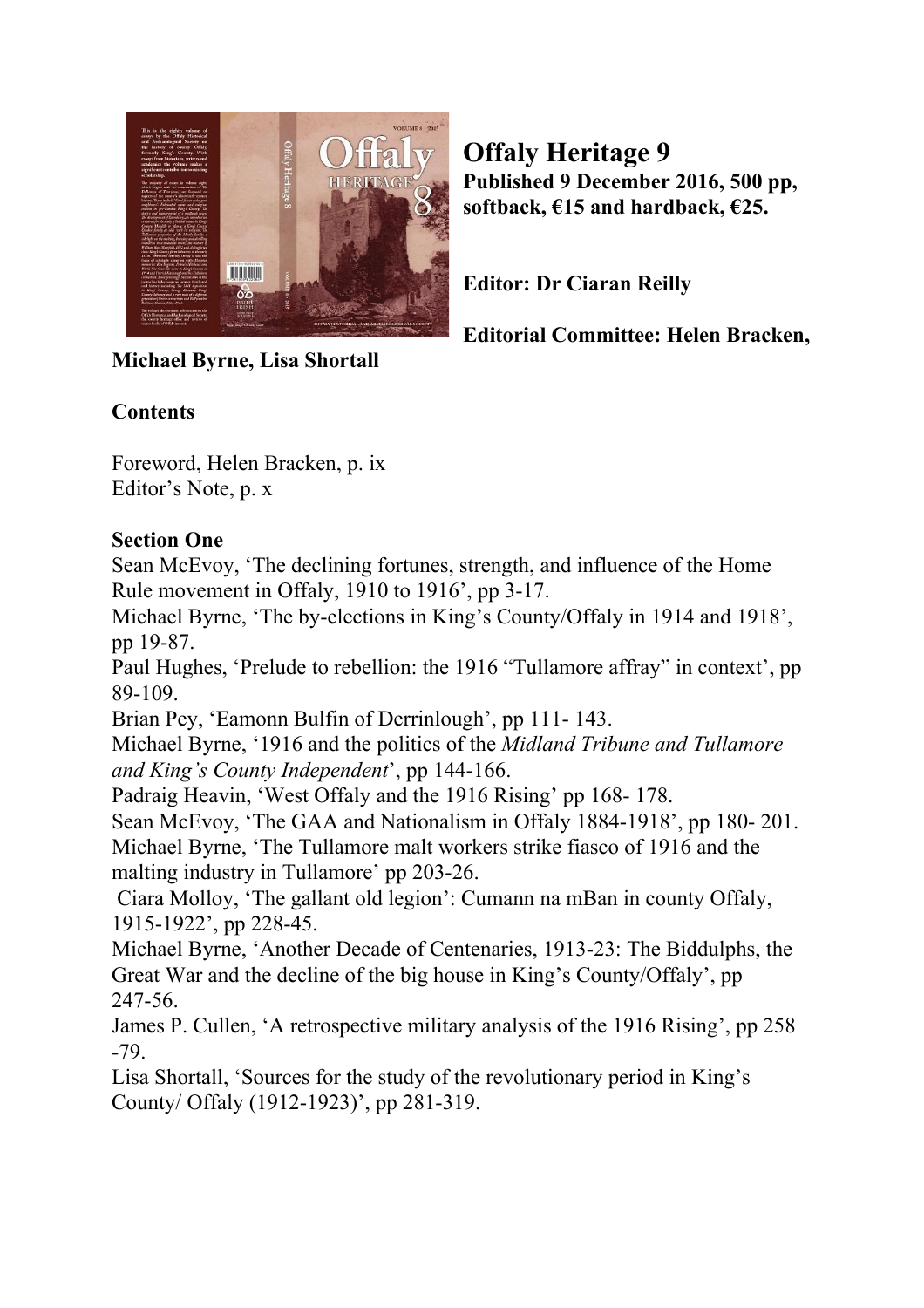# Offaly Heritage 9

**Published 9 December 2016, 500 pp, softback, €15 and hardback, €25.**

**Editor: Dr Ciaran Reilly**

**Editorial Committee: Helen Bracken, Michael Byrne, Lisa Shortall**

## Contents

Foreword, Helen Bracken, p. ix
Editor's Note, p. x

### Section One

Sean McEvoy, 'The declining fortunes, strength, and influence of the Home Rule movement in Offaly, 1910 to 1916', pp 3-17.
Michael Byrne, 'The by-elections in King's County/Offaly in 1914 and 1918', pp 19-87.
Paul Hughes, 'Prelude to rebellion: the 1916 "Tullamore affray" in context', pp 89-109.
Brian Pey, 'Eamonn Bulfin of Derrinlough', pp 111- 143.
Michael Byrne, '1916 and the politics of the *Midland Tribune and Tullamore and King's County Independent*', pp 144-166.
Padraig Heavin, 'West Offaly and the 1916 Rising' pp 168- 178.
Sean McEvoy, 'The GAA and Nationalism in Offaly 1884-1918', pp 180- 201.
Michael Byrne, 'The Tullamore malt workers strike fiasco of 1916 and the malting industry in Tullamore' pp 203-26.
Ciara Molloy, 'The gallant old legion': Cumann na mBan in county Offaly, 1915-1922', pp 228-45.
Michael Byrne, 'Another Decade of Centenaries, 1913-23: The Biddulphs, the Great War and the decline of the big house in King's County/Offaly', pp 247-56.
James P. Cullen, 'A retrospective military analysis of the 1916 Rising', pp 258 -79.
Lisa Shortall, 'Sources for the study of the revolutionary period in King's County/ Offaly (1912-1923)', pp 281-319.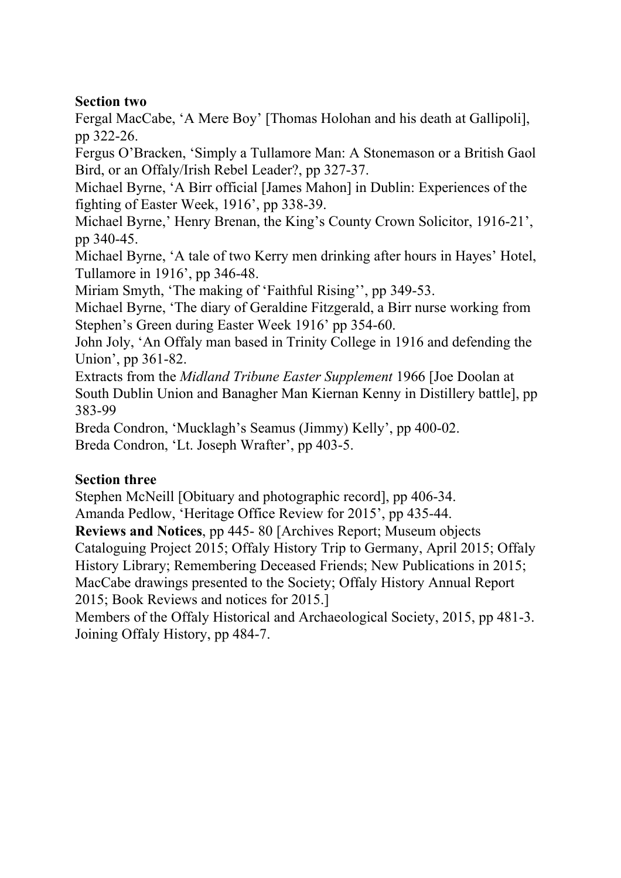**Section two**

Fergal MacCabe, 'A Mere Boy' [Thomas Holohan and his death at Gallipoli], pp 322-26.

Fergus O'Bracken, 'Simply a Tullamore Man: A Stonemason or a British Gaol Bird, or an Offaly/Irish Rebel Leader?, pp 327-37.

Michael Byrne, 'A Birr official [James Mahon] in Dublin: Experiences of the fighting of Easter Week, 1916', pp 338-39.

Michael Byrne,' Henry Brenan, the King's County Crown Solicitor, 1916-21', pp 340-45.

Michael Byrne, 'A tale of two Kerry men drinking after hours in Hayes' Hotel, Tullamore in 1916', pp 346-48.

Miriam Smyth, 'The making of 'Faithful Rising'', pp 349-53.

Michael Byrne, 'The diary of Geraldine Fitzgerald, a Birr nurse working from Stephen's Green during Easter Week 1916' pp 354-60.

John Joly, 'An Offaly man based in Trinity College in 1916 and defending the Union', pp 361-82.

Extracts from the *Midland Tribune Easter Supplement* 1966 [Joe Doolan at South Dublin Union and Banagher Man Kiernan Kenny in Distillery battle], pp 383-99

Breda Condron, 'Mucklagh's Seamus (Jimmy) Kelly', pp 400-02.

Breda Condron, 'Lt. Joseph Wrafter', pp 403-5.

**Section three**

Stephen McNeill [Obituary and photographic record], pp 406-34.

Amanda Pedlow, 'Heritage Office Review for 2015', pp 435-44.

**Reviews and Notices**, pp 445- 80 [Archives Report; Museum objects Cataloguing Project 2015; Offaly History Trip to Germany, April 2015; Offaly History Library; Remembering Deceased Friends; New Publications in 2015; MacCabe drawings presented to the Society; Offaly History Annual Report 2015; Book Reviews and notices for 2015.]

Members of the Offaly Historical and Archaeological Society, 2015, pp 481-3.

Joining Offaly History, pp 484-7.